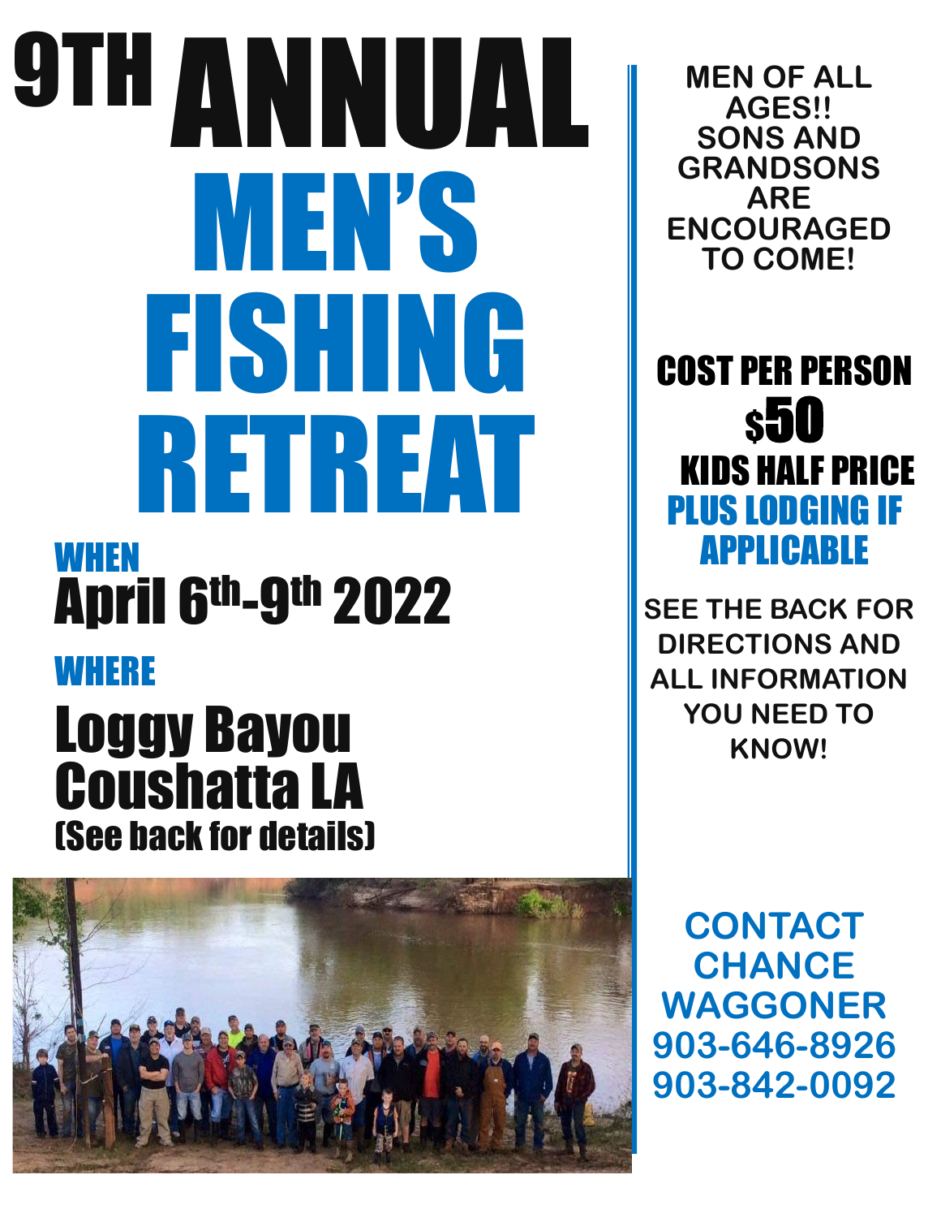# 9TH ANNUAL MEN'S FISHING RETREAT

**WHEN**

## April 6th-9th 2022

**WHERE**

## Loggy Bayou Coushatta LA

(See back for details)

**MEN OF ALL AGES!! SONS AND GRANDSONS ARE ENCOURAGED TO COME!**

**COST PER PERSON**

**$50**

**KIDS HALF PRICE**

**PLUS LODGING IF APPLICABLE**

**SEE THE BACK FOR DIRECTIONS AND ALL INFORMATION YOU NEED TO KNOW!**

**CONTACT CHANCE WAGGONER**

**903-646-8926**

**903-842-0092**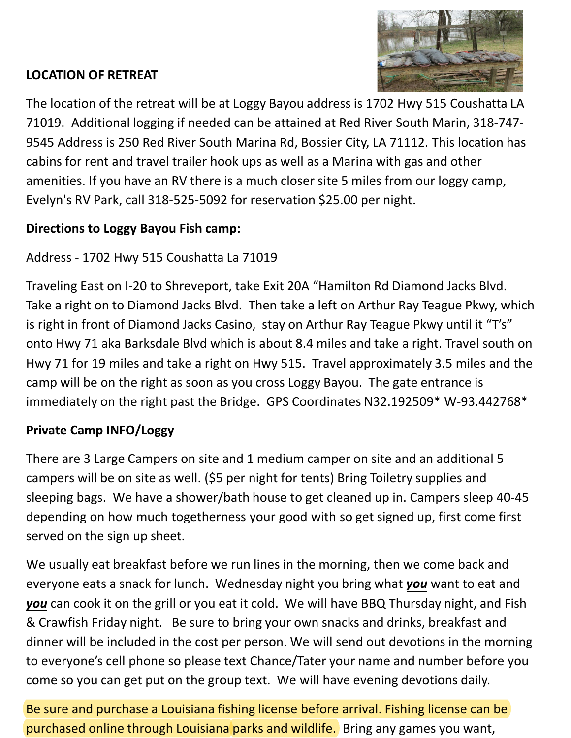**LOCATION OF RETREAT**

The location of the retreat will be at Loggy Bayou address is 1702 Hwy 515 Coushatta LA 71019. Additional logging if needed can be attained at Red River South Marin, 318-747-9545 Address is 250 Red River South Marina Rd, Bossier City, LA 71112. This location has cabins for rent and travel trailer hook ups as well as a Marina with gas and other amenities. If you have an RV there is a much closer site 5 miles from our loggy camp, Evelyn's RV Park, call 318-525-5092 for reservation $25.00 per night.

**Directions to Loggy Bayou Fish camp:**

Address - 1702 Hwy 515 Coushatta La 71019

Traveling East on I-20 to Shreveport, take Exit 20A "Hamilton Rd Diamond Jacks Blvd. Take a right on to Diamond Jacks Blvd. Then take a left on Arthur Ray Teague Pkwy, which is right in front of Diamond Jacks Casino, stay on Arthur Ray Teague Pkwy until it "T's" onto Hwy 71 aka Barksdale Blvd which is about 8.4 miles and take a right. Travel south on Hwy 71 for 19 miles and take a right on Hwy 515. Travel approximately 3.5 miles and the camp will be on the right as soon as you cross Loggy Bayou. The gate entrance is immediately on the right past the Bridge. GPS Coordinates N32.192509* W-93.442768*

**Private Camp INFO/Loggy**

There are 3 Large Campers on site and 1 medium camper on site and an additional 5 campers will be on site as well. ($5 per night for tents) Bring Toiletry supplies and sleeping bags. We have a shower/bath house to get cleaned up in. Campers sleep 40-45 depending on how much togetherness your good with so get signed up, first come first served on the sign up sheet.

We usually eat breakfast before we run lines in the morning, then we come back and everyone eats a snack for lunch. Wednesday night you bring what ***you*** want to eat and ***you*** can cook it on the grill or you eat it cold. We will have BBQ Thursday night, and Fish & Crawfish Friday night. Be sure to bring your own snacks and drinks, breakfast and dinner will be included in the cost per person. We will send out devotions in the morning to everyone's cell phone so please text Chance/Tater your name and number before you come so you can get put on the group text. We will have evening devotions daily.

Be sure and purchase a Louisiana fishing license before arrival. Fishing license can be purchased online through Louisiana parks and wildlife. Bring any games you want,